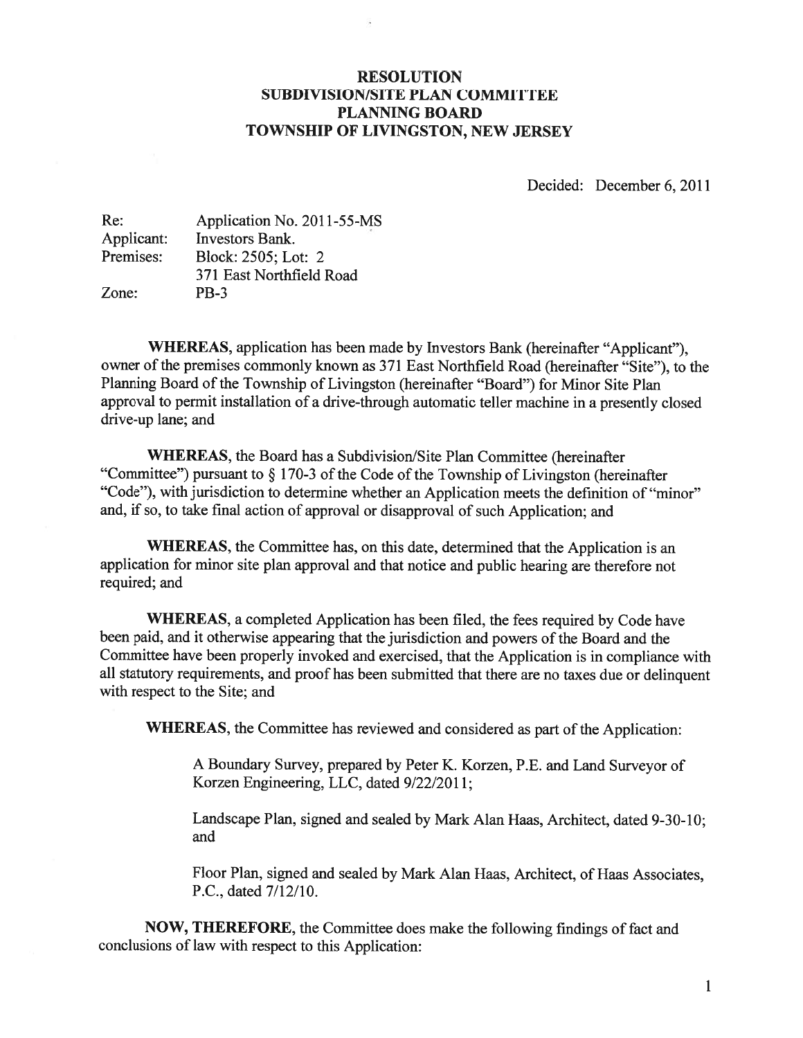# RESOLUTION
## SUBDIVISION/SITE PLAN COMMITTEE
## PLANNING BOARD
## TOWNSHIP OF LIVINGSTON, NEW JERSEY

Decided: December 6, 2011

| | |
|---|---|
| Re: | Application No. 2011-55-MS |
| Applicant: | Investors Bank. |
| Premises: | Block: 2505; Lot: 2 |
| | 371 East Northfield Road |
| Zone: | PB-3 |

**WHEREAS**, application has been made by Investors Bank (hereinafter "Applicant"), owner of the premises commonly known as 371 East Northfield Road (hereinafter "Site"), to the Planning Board of the Township of Livingston (hereinafter "Board") for Minor Site Plan approval to permit installation of a drive-through automatic teller machine in a presently closed drive-up lane; and

**WHEREAS**, the Board has a Subdivision/Site Plan Committee (hereinafter "Committee") pursuant to § 170-3 of the Code of the Township of Livingston (hereinafter "Code"), with jurisdiction to determine whether an Application meets the definition of "minor" and, if so, to take final action of approval or disapproval of such Application; and

**WHEREAS**, the Committee has, on this date, determined that the Application is an application for minor site plan approval and that notice and public hearing are therefore not required; and

**WHEREAS**, a completed Application has been filed, the fees required by Code have been paid, and it otherwise appearing that the jurisdiction and powers of the Board and the Committee have been properly invoked and exercised, that the Application is in compliance with all statutory requirements, and proof has been submitted that there are no taxes due or delinquent with respect to the Site; and

**WHEREAS**, the Committee has reviewed and considered as part of the Application:

> A Boundary Survey, prepared by Peter K. Korzen, P.E. and Land Surveyor of Korzen Engineering, LLC, dated 9/22/2011;
>
> Landscape Plan, signed and sealed by Mark Alan Haas, Architect, dated 9-30-10; and
>
> Floor Plan, signed and sealed by Mark Alan Haas, Architect, of Haas Associates, P.C., dated 7/12/10.

**NOW, THEREFORE,** the Committee does make the following findings of fact and conclusions of law with respect to this Application: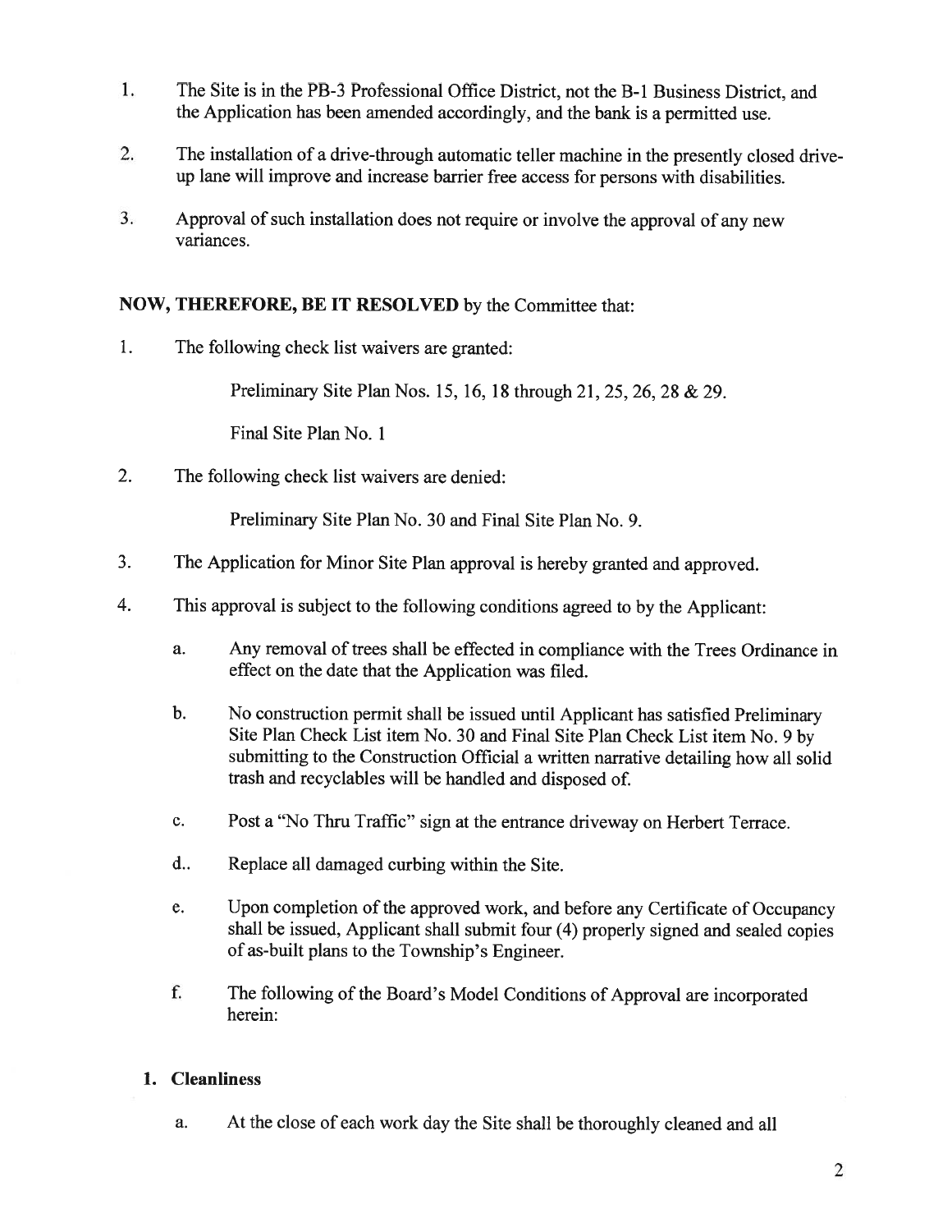1. The Site is in the PB-3 Professional Office District, not the B-1 Business District, and the Application has been amended accordingly, and the bank is a permitted use.

2. The installation of a drive-through automatic teller machine in the presently closed drive-up lane will improve and increase barrier free access for persons with disabilities.

3. Approval of such installation does not require or involve the approval of any new variances.

**NOW, THEREFORE, BE IT RESOLVED** by the Committee that:

1. The following check list waivers are granted:

   Preliminary Site Plan Nos. 15, 16, 18 through 21, 25, 26, 28 & 29.

   Final Site Plan No. 1

2. The following check list waivers are denied:

   Preliminary Site Plan No. 30 and Final Site Plan No. 9.

3. The Application for Minor Site Plan approval is hereby granted and approved.

4. This approval is subject to the following conditions agreed to by the Applicant:

   a. Any removal of trees shall be effected in compliance with the Trees Ordinance in effect on the date that the Application was filed.

   b. No construction permit shall be issued until Applicant has satisfied Preliminary Site Plan Check List item No. 30 and Final Site Plan Check List item No. 9 by submitting to the Construction Official a written narrative detailing how all solid trash and recyclables will be handled and disposed of.

   c. Post a "No Thru Traffic" sign at the entrance driveway on Herbert Terrace.

   d.. Replace all damaged curbing within the Site.

   e. Upon completion of the approved work, and before any Certificate of Occupancy shall be issued, Applicant shall submit four (4) properly signed and sealed copies of as-built plans to the Township's Engineer.

   f. The following of the Board's Model Conditions of Approval are incorporated herein:

**1. Cleanliness**

   a. At the close of each work day the Site shall be thoroughly cleaned and all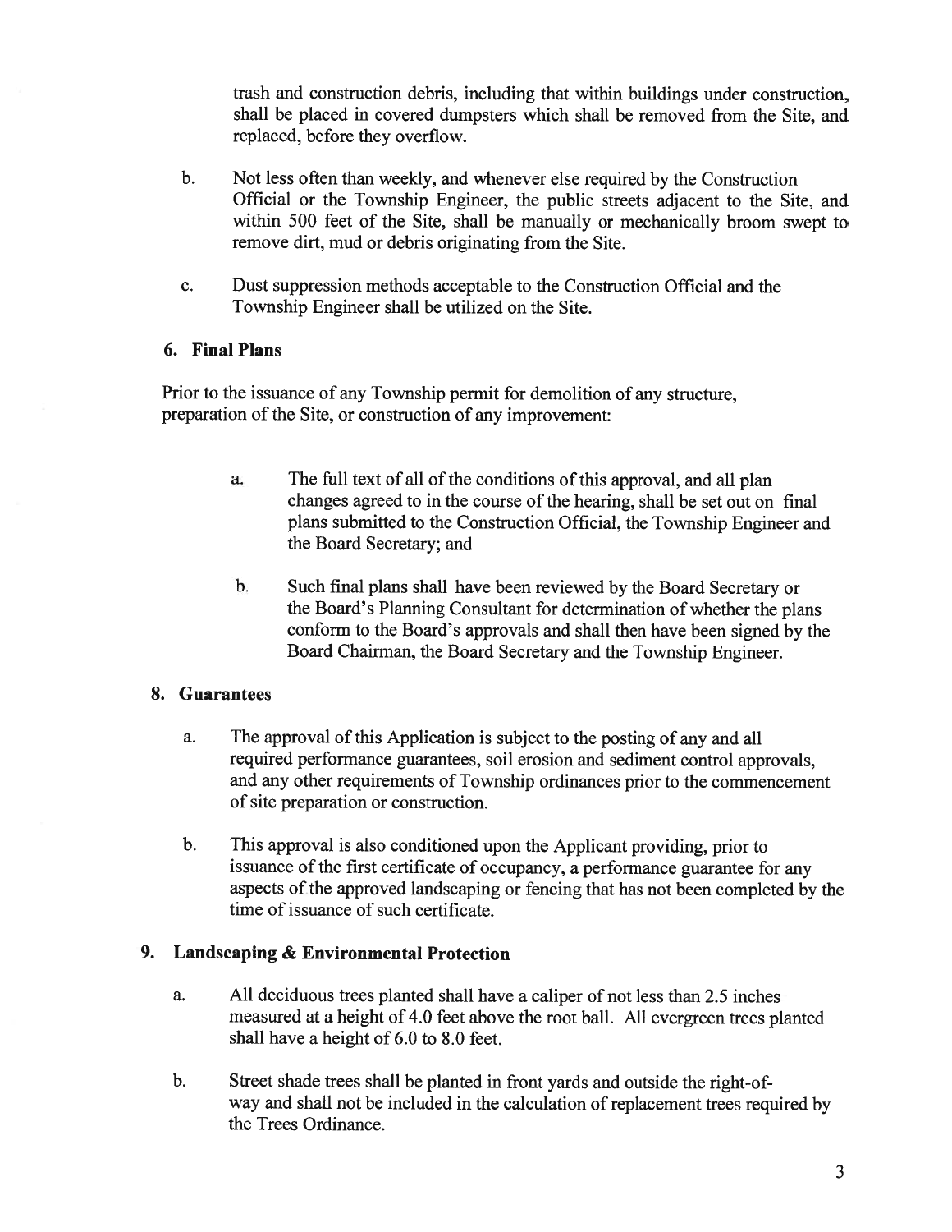trash and construction debris, including that within buildings under construction, shall be placed in covered dumpsters which shall be removed from the Site, and replaced, before they overflow.

b. Not less often than weekly, and whenever else required by the Construction Official or the Township Engineer, the public streets adjacent to the Site, and within 500 feet of the Site, shall be manually or mechanically broom swept to remove dirt, mud or debris originating from the Site.

c. Dust suppression methods acceptable to the Construction Official and the Township Engineer shall be utilized on the Site.

### 6. Final Plans

Prior to the issuance of any Township permit for demolition of any structure, preparation of the Site, or construction of any improvement:

a. The full text of all of the conditions of this approval, and all plan changes agreed to in the course of the hearing, shall be set out on final plans submitted to the Construction Official, the Township Engineer and the Board Secretary; and

b. Such final plans shall have been reviewed by the Board Secretary or the Board's Planning Consultant for determination of whether the plans conform to the Board's approvals and shall then have been signed by the Board Chairman, the Board Secretary and the Township Engineer.

### 8. Guarantees

a. The approval of this Application is subject to the posting of any and all required performance guarantees, soil erosion and sediment control approvals, and any other requirements of Township ordinances prior to the commencement of site preparation or construction.

b. This approval is also conditioned upon the Applicant providing, prior to issuance of the first certificate of occupancy, a performance guarantee for any aspects of the approved landscaping or fencing that has not been completed by the time of issuance of such certificate.

### 9. Landscaping & Environmental Protection

a. All deciduous trees planted shall have a caliper of not less than 2.5 inches measured at a height of 4.0 feet above the root ball. All evergreen trees planted shall have a height of 6.0 to 8.0 feet.

b. Street shade trees shall be planted in front yards and outside the right-of-way and shall not be included in the calculation of replacement trees required by the Trees Ordinance.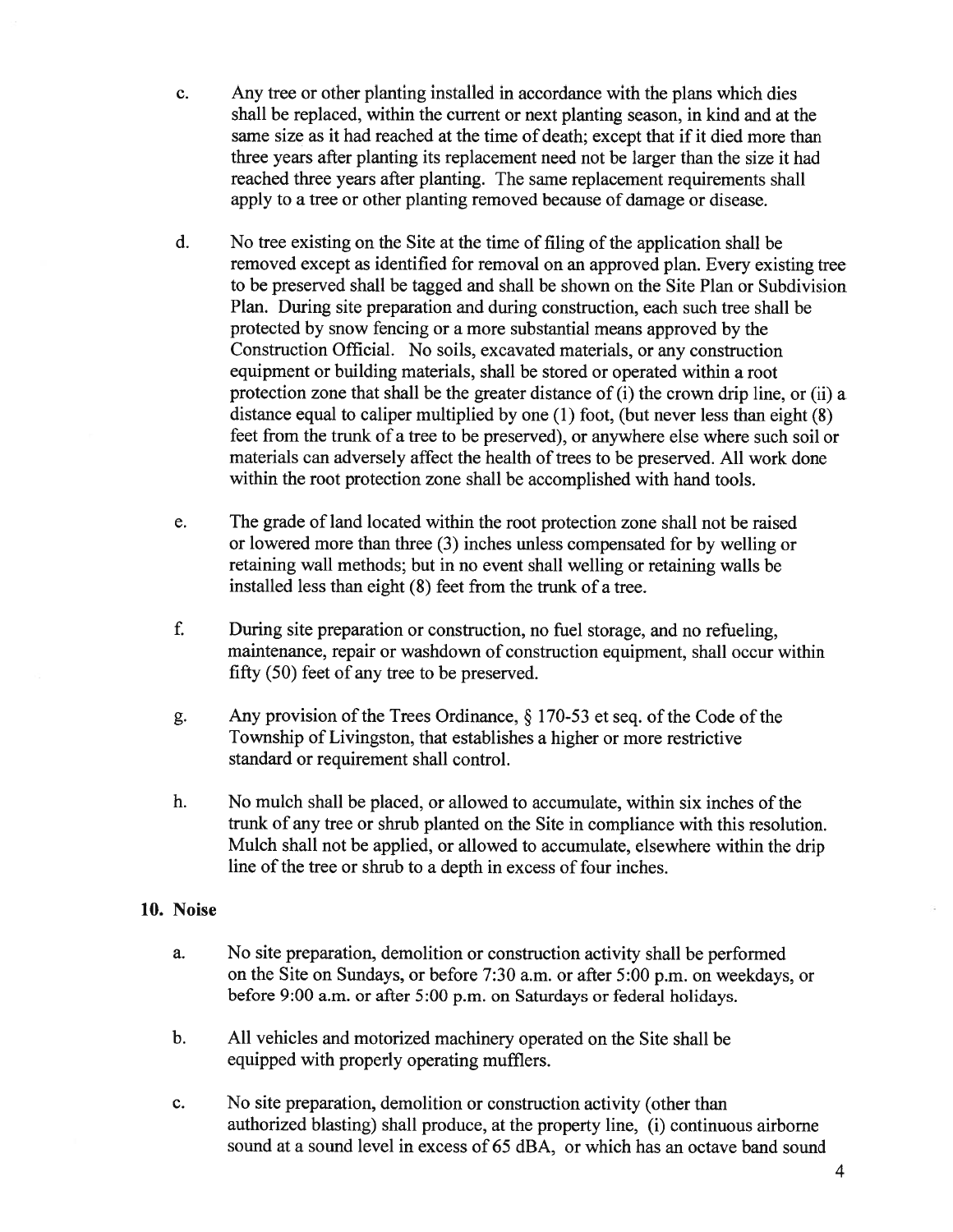c. Any tree or other planting installed in accordance with the plans which dies shall be replaced, within the current or next planting season, in kind and at the same size as it had reached at the time of death; except that if it died more than three years after planting its replacement need not be larger than the size it had reached three years after planting. The same replacement requirements shall apply to a tree or other planting removed because of damage or disease.

d. No tree existing on the Site at the time of filing of the application shall be removed except as identified for removal on an approved plan. Every existing tree to be preserved shall be tagged and shall be shown on the Site Plan or Subdivision Plan. During site preparation and during construction, each such tree shall be protected by snow fencing or a more substantial means approved by the Construction Official. No soils, excavated materials, or any construction equipment or building materials, shall be stored or operated within a root protection zone that shall be the greater distance of (i) the crown drip line, or (ii) a distance equal to caliper multiplied by one (1) foot, (but never less than eight (8) feet from the trunk of a tree to be preserved), or anywhere else where such soil or materials can adversely affect the health of trees to be preserved. All work done within the root protection zone shall be accomplished with hand tools.

e. The grade of land located within the root protection zone shall not be raised or lowered more than three (3) inches unless compensated for by welling or retaining wall methods; but in no event shall welling or retaining walls be installed less than eight (8) feet from the trunk of a tree.

f. During site preparation or construction, no fuel storage, and no refueling, maintenance, repair or washdown of construction equipment, shall occur within fifty (50) feet of any tree to be preserved.

g. Any provision of the Trees Ordinance, § 170-53 et seq. of the Code of the Township of Livingston, that establishes a higher or more restrictive standard or requirement shall control.

h. No mulch shall be placed, or allowed to accumulate, within six inches of the trunk of any tree or shrub planted on the Site in compliance with this resolution. Mulch shall not be applied, or allowed to accumulate, elsewhere within the drip line of the tree or shrub to a depth in excess of four inches.

### 10. Noise

a. No site preparation, demolition or construction activity shall be performed on the Site on Sundays, or before 7:30 a.m. or after 5:00 p.m. on weekdays, or before 9:00 a.m. or after 5:00 p.m. on Saturdays or federal holidays.

b. All vehicles and motorized machinery operated on the Site shall be equipped with properly operating mufflers.

c. No site preparation, demolition or construction activity (other than authorized blasting) shall produce, at the property line, (i) continuous airborne sound at a sound level in excess of 65 dBA, or which has an octave band sound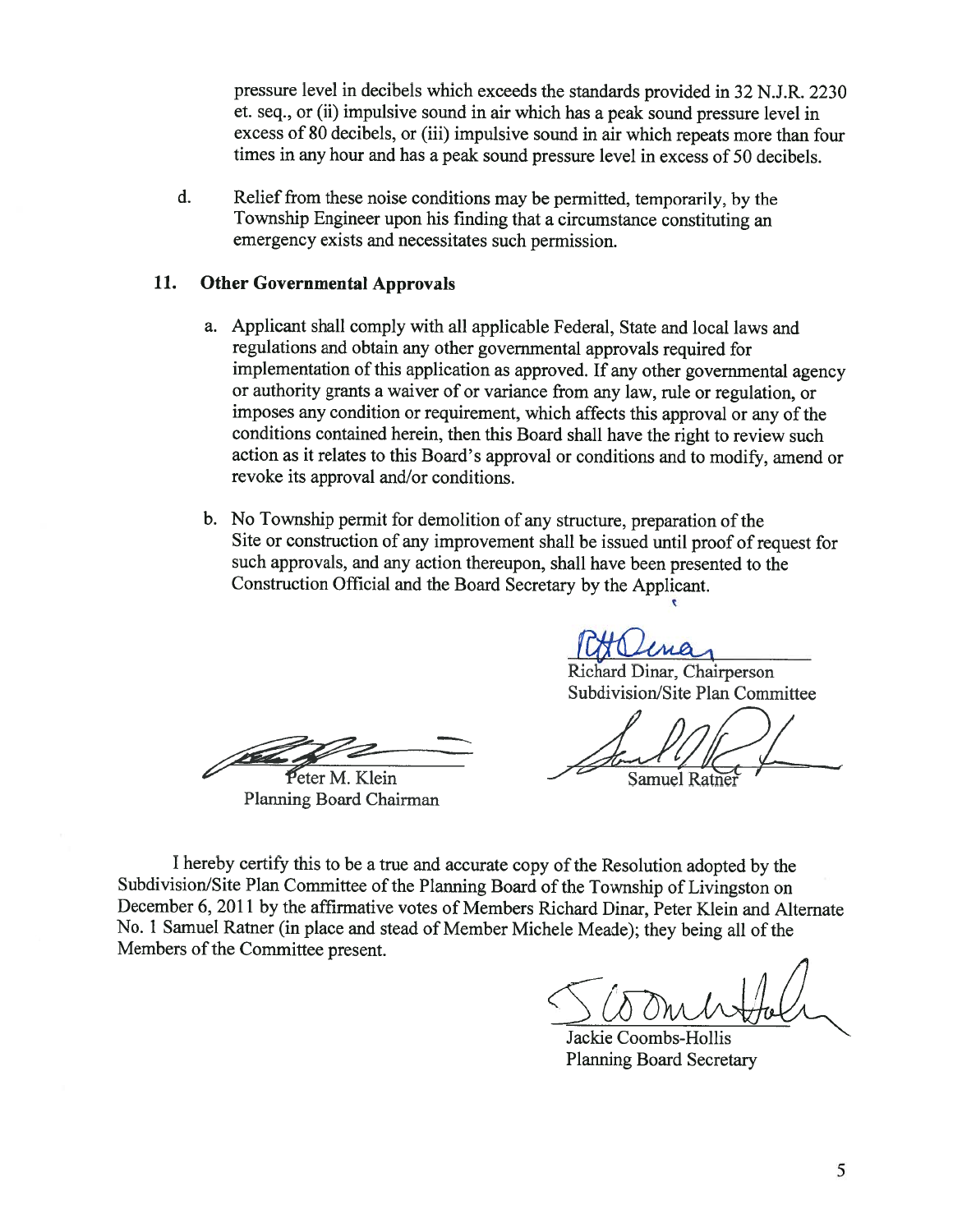pressure level in decibels which exceeds the standards provided in 32 N.J.R. 2230 et. seq., or (ii) impulsive sound in air which has a peak sound pressure level in excess of 80 decibels, or (iii) impulsive sound in air which repeats more than four times in any hour and has a peak sound pressure level in excess of 50 decibels.

d. Relief from these noise conditions may be permitted, temporarily, by the Township Engineer upon his finding that a circumstance constituting an emergency exists and necessitates such permission.

## 11. Other Governmental Approvals

a. Applicant shall comply with all applicable Federal, State and local laws and regulations and obtain any other governmental approvals required for implementation of this application as approved. If any other governmental agency or authority grants a waiver of or variance from any law, rule or regulation, or imposes any condition or requirement, which affects this approval or any of the conditions contained herein, then this Board shall have the right to review such action as it relates to this Board's approval or conditions and to modify, amend or revoke its approval and/or conditions.

b. No Township permit for demolition of any structure, preparation of the Site or construction of any improvement shall be issued until proof of request for such approvals, and any action thereupon, shall have been presented to the Construction Official and the Board Secretary by the Applicant.

Richard Dinar, Chairperson
Subdivision/Site Plan Committee

Peter M. Klein
Planning Board Chairman

Samuel Ratner

I hereby certify this to be a true and accurate copy of the Resolution adopted by the Subdivision/Site Plan Committee of the Planning Board of the Township of Livingston on December 6, 2011 by the affirmative votes of Members Richard Dinar, Peter Klein and Alternate No. 1 Samuel Ratner (in place and stead of Member Michele Meade); they being all of the Members of the Committee present.

Jackie Coombs-Hollis
Planning Board Secretary